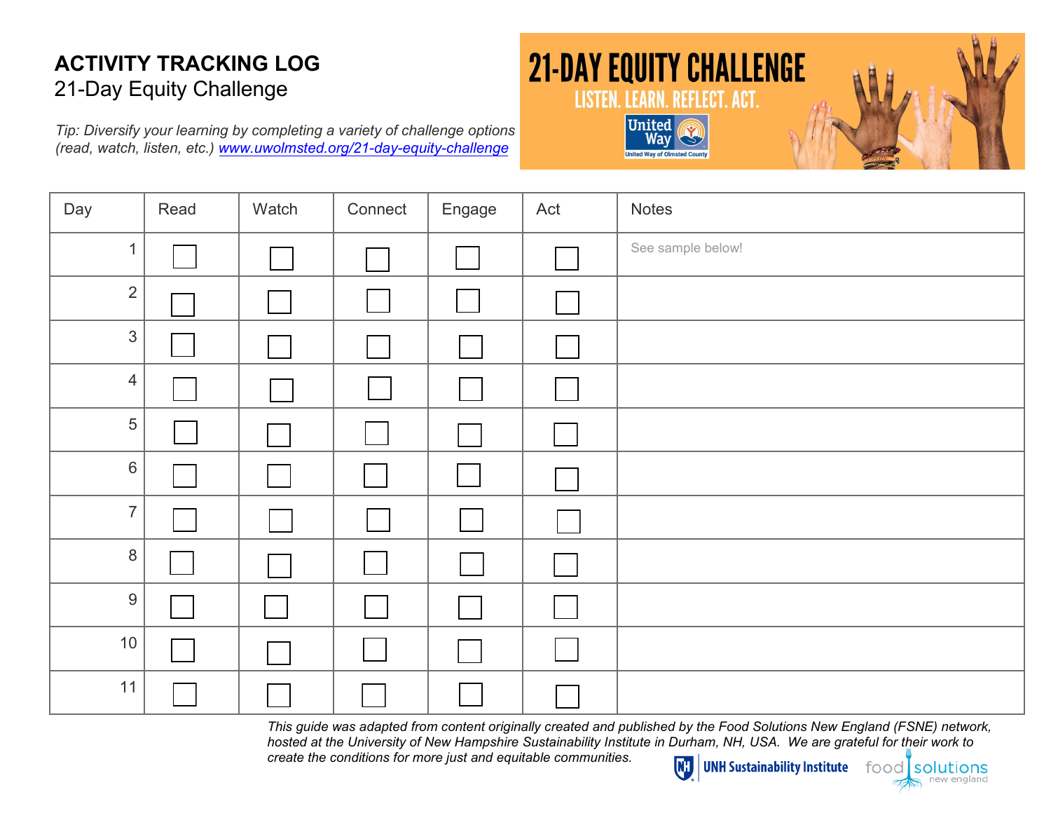# ACTIVITY TRACKING LOG

## 21-Day Equity Challenge

*Tip: Diversify your learning by completing a variety of challenge options (read, watch, listen, etc.) [www.uwolmsted.org/21-day-equity-challenge](http://www.uwolmsted.org/21-day-equity-challenge)*

**21-DAY EQUITY CHALLENGE**

**LISTEN. LEARN. REFLECT. ACT.**

United Way

United Way of Olmsted County

| Day | Read | Watch | Connect | Engage | Act | Notes |
|---|---|---|---|---|---|---|
| 1 | ☐ | ☐ | ☐ | ☐ | ☐ | See sample below! |
| 2 | ☐ | ☐ | ☐ | ☐ | ☐ | |
| 3 | ☐ | ☐ | ☐ | ☐ | ☐ | |
| 4 | ☐ | ☐ | ☐ | ☐ | ☐ | |
| 5 | ☐ | ☐ | ☐ | ☐ | ☐ | |
| 6 | ☐ | ☐ | ☐ | ☐ | ☐ | |
| 7 | ☐ | ☐ | ☐ | ☐ | ☐ | |
| 8 | ☐ | ☐ | ☐ | ☐ | ☐ | |
| 9 | ☐ | ☐ | ☐ | ☐ | ☐ | |
| 10 | ☐ | ☐ | ☐ | ☐ | ☐ | |
| 11 | ☐ | ☐ | ☐ | ☐ | ☐ | |

*This guide was adapted from content originally created and published by the Food Solutions New England (FSNE) network, hosted at the University of New Hampshire Sustainability Institute in Durham, NH, USA. We are grateful for their work to create the conditions for more just and equitable communities.*

UNH Sustainability Institute

food solutions new england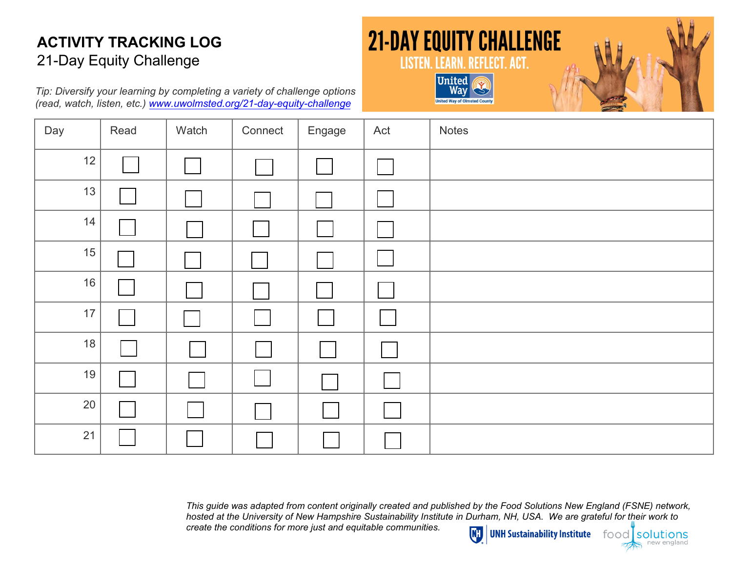**ACTIVITY TRACKING LOG**

21-Day Equity Challenge

*Tip: Diversify your learning by completing a variety of challenge options (read, watch, listen, etc.) www.uwolmsted.org/21-day-equity-challenge*

21-DAY EQUITY CHALLENGE

LISTEN. LEARN. REFLECT. ACT.

United Way

United Way of Olmsted County

| Day | Read | Watch | Connect | Engage | Act | Notes |
|---|---|---|---|---|---|---|
| 12 | ☐ | ☐ | ☐ | ☐ | ☐ | |
| 13 | ☐ | ☐ | ☐ | ☐ | ☐ | |
| 14 | ☐ | ☐ | ☐ | ☐ | ☐ | |
| 15 | ☐ | ☐ | ☐ | ☐ | ☐ | |
| 16 | ☐ | ☐ | ☐ | ☐ | ☐ | |
| 17 | ☐ | ☐ | ☐ | ☐ | ☐ | |
| 18 | ☐ | ☐ | ☐ | ☐ | ☐ | |
| 19 | ☐ | ☐ | ☐ | ☐ | ☐ | |
| 20 | ☐ | ☐ | ☐ | ☐ | ☐ | |
| 21 | ☐ | ☐ | ☐ | ☐ | ☐ | |

*This guide was adapted from content originally created and published by the Food Solutions New England (FSNE) network, hosted at the University of New Hampshire Sustainability Institute in Durham, NH, USA. We are grateful for their work to create the conditions for more just and equitable communities.*

UNH Sustainability Institute

food solutions new england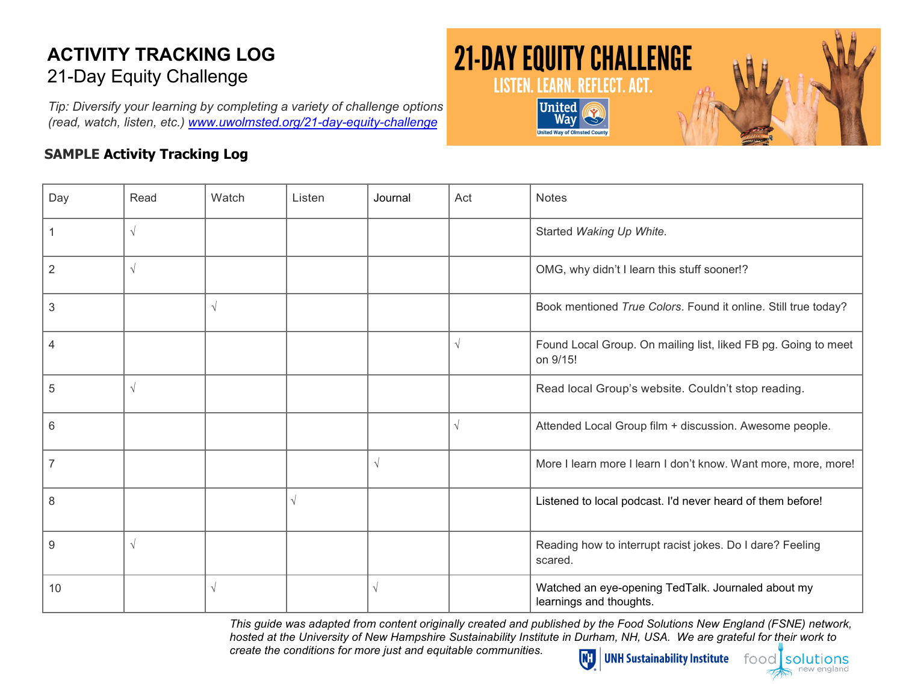# ACTIVITY TRACKING LOG

## 21-Day Equity Challenge

*Tip: Diversify your learning by completing a variety of challenge options (read, watch, listen, etc.) www.uwolmsted.org/21-day-equity-challenge*

21-DAY EQUITY CHALLENGE
LISTEN. LEARN. REFLECT. ACT.
United Way
United Way of Olmsted County

### SAMPLE Activity Tracking Log

| Day | Read | Watch | Listen | Journal | Act | Notes |
|---|---|---|---|---|---|---|
| 1 | √ | | | | | Started *Waking Up White.* |
| 2 | √ | | | | | OMG, why didn't I learn this stuff sooner!? |
| 3 | | √ | | | | Book mentioned *True Colors*. Found it online. Still true today? |
| 4 | | | | | √ | Found Local Group. On mailing list, liked FB pg. Going to meet on 9/15! |
| 5 | √ | | | | | Read local Group's website. Couldn't stop reading. |
| 6 | | | | | √ | Attended Local Group film + discussion. Awesome people. |
| 7 | | | | √ | | More I learn more I learn I don't know. Want more, more, more! |
| 8 | | | √ | | | Listened to local podcast. I'd never heard of them before! |
| 9 | √ | | | | | Reading how to interrupt racist jokes. Do I dare? Feeling scared. |
| 10 | | √ | | √ | | Watched an eye-opening TedTalk. Journaled about my learnings and thoughts. |

*This guide was adapted from content originally created and published by the Food Solutions New England (FSNE) network, hosted at the University of New Hampshire Sustainability Institute in Durham, NH, USA. We are grateful for their work to create the conditions for more just and equitable communities.*

UNH Sustainability Institute    food solutions new england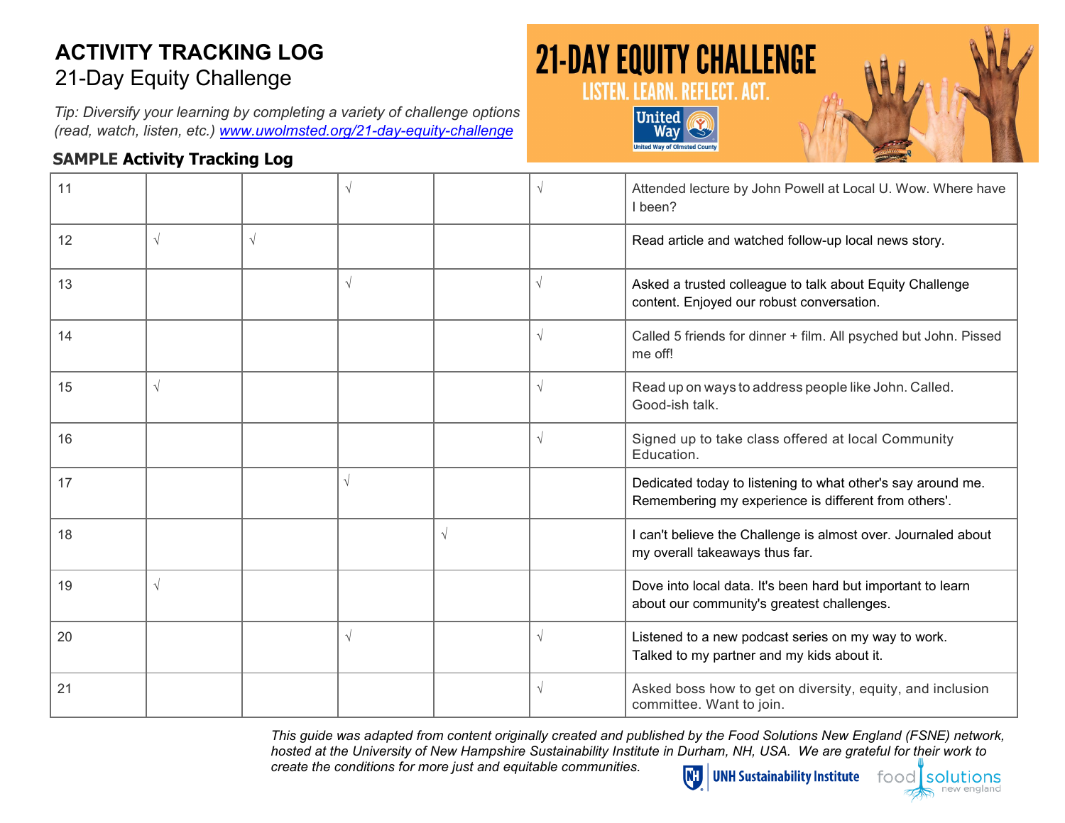# ACTIVITY TRACKING LOG

21-Day Equity Challenge

*Tip: Diversify your learning by completing a variety of challenge options (read, watch, listen, etc.) [www.uwolmsted.org/21-day-equity-challenge](http://www.uwolmsted.org/21-day-equity-challenge)*

21-DAY EQUITY CHALLENGE

LISTEN. LEARN. REFLECT. ACT.

United Way

United Way of Olmsted County

**SAMPLE Activity Tracking Log**

| | | | | | | |
|---|---|---|---|---|---|---|
| 11 | | | √ | | √ | Attended lecture by John Powell at Local U. Wow. Where have I been? |
| 12 | √ | √ | | | | Read article and watched follow-up local news story. |
| 13 | | | √ | | √ | Asked a trusted colleague to talk about Equity Challenge content. Enjoyed our robust conversation. |
| 14 | | | | | √ | Called 5 friends for dinner + film. All psyched but John. Pissed me off! |
| 15 | √ | | | | √ | Read up on ways to address people like John. Called. Good-ish talk. |
| 16 | | | | | √ | Signed up to take class offered at local Community Education. |
| 17 | | | √ | | | Dedicated today to listening to what other's say around me. Remembering my experience is different from others'. |
| 18 | | | | √ | | I can't believe the Challenge is almost over. Journaled about my overall takeaways thus far. |
| 19 | √ | | | | | Dove into local data. It's been hard but important to learn about our community's greatest challenges. |
| 20 | | | √ | | √ | Listened to a new podcast series on my way to work. Talked to my partner and my kids about it. |
| 21 | | | | | √ | Asked boss how to get on diversity, equity, and inclusion committee. Want to join. |

*This guide was adapted from content originally created and published by the Food Solutions New England (FSNE) network, hosted at the University of New Hampshire Sustainability Institute in Durham, NH, USA. We are grateful for their work to create the conditions for more just and equitable communities.*

UNH Sustainability Institute

food solutions new england